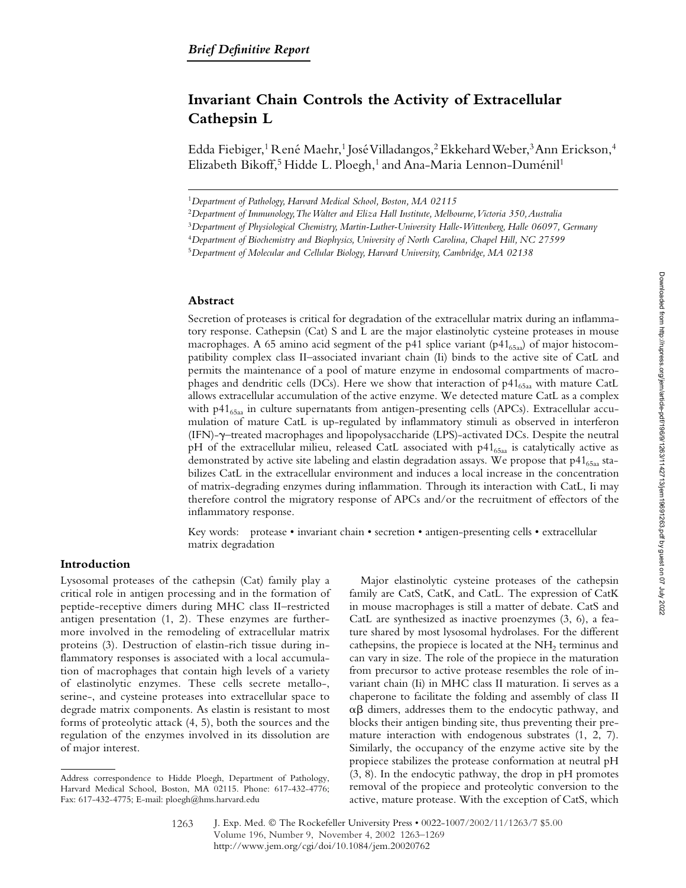*Brief Definitive Report*

# Invariant Chain Controls the Activity of Extracellular Cathepsin L

Edda Fiebiger,[1] René Maehr,[1] José Villadangos,[2] Ekkehard Weber,[3] Ann Erickson,[4] Elizabeth Bikoff,[5] Hidde L. Ploegh,[1] and Ana-Maria Lennon-Duménil[1]

[1]*Department of Pathology, Harvard Medical School, Boston, MA 02115*

[2]*Department of Immunology, The Walter and Eliza Hall Institute, Melbourne, Victoria 350, Australia*

[3]*Department of Physiological Chemistry, Martin-Luther-University Halle-Wittenberg, Halle 06097, Germany*

[4]*Department of Biochemistry and Biophysics, University of North Carolina, Chapel Hill, NC 27599*

[5]*Department of Molecular and Cellular Biology, Harvard University, Cambridge, MA 02138*

## Abstract

Secretion of proteases is critical for degradation of the extracellular matrix during an inflammatory response. Cathepsin (Cat) S and L are the major elastinolytic cysteine proteases in mouse macrophages. A 65 amino acid segment of the p41 splice variant ($p41_{65aa}$) of major histocompatibility complex class II–associated invariant chain (Ii) binds to the active site of CatL and permits the maintenance of a pool of mature enzyme in endosomal compartments of macrophages and dendritic cells (DCs). Here we show that interaction of $p41_{65aa}$ with mature CatL allows extracellular accumulation of the active enzyme. We detected mature CatL as a complex with $p41_{65aa}$ in culture supernatants from antigen-presenting cells (APCs). Extracellular accumulation of mature CatL is up-regulated by inflammatory stimuli as observed in interferon (IFN)-γ–treated macrophages and lipopolysaccharide (LPS)-activated DCs. Despite the neutral pH of the extracellular milieu, released CatL associated with $p41_{65aa}$ is catalytically active as demonstrated by active site labeling and elastin degradation assays. We propose that $p41_{65aa}$ stabilizes CatL in the extracellular environment and induces a local increase in the concentration of matrix-degrading enzymes during inflammation. Through its interaction with CatL, Ii may therefore control the migratory response of APCs and/or the recruitment of effectors of the inflammatory response.

Key words: protease • invariant chain • secretion • antigen-presenting cells • extracellular matrix degradation

## Introduction

Lysosomal proteases of the cathepsin (Cat) family play a critical role in antigen processing and in the formation of peptide-receptive dimers during MHC class II–restricted antigen presentation (1, 2). These enzymes are furthermore involved in the remodeling of extracellular matrix proteins (3). Destruction of elastin-rich tissue during inflammatory responses is associated with a local accumulation of macrophages that contain high levels of a variety of elastinolytic enzymes. These cells secrete metallo-, serine-, and cysteine proteases into extracellular space to degrade matrix components. As elastin is resistant to most forms of proteolytic attack (4, 5), both the sources and the regulation of the enzymes involved in its dissolution are of major interest.

Major elastinolytic cysteine proteases of the cathepsin family are CatS, CatK, and CatL. The expression of CatK in mouse macrophages is still a matter of debate. CatS and CatL are synthesized as inactive proenzymes (3, 6), a feature shared by most lysosomal hydrolases. For the different cathepsins, the propiece is located at the $NH_2$ terminus and can vary in size. The role of the propiece in the maturation from precursor to active protease resembles the role of invariant chain (Ii) in MHC class II maturation. Ii serves as a chaperone to facilitate the folding and assembly of class II αβ dimers, addresses them to the endocytic pathway, and blocks their antigen binding site, thus preventing their premature interaction with endogenous substrates (1, 2, 7). Similarly, the occupancy of the enzyme active site by the propiece stabilizes the protease conformation at neutral pH (3, 8). In the endocytic pathway, the drop in pH promotes removal of the propiece and proteolytic conversion to the active, mature protease. With the exception of CatS, which

Address correspondence to Hidde Ploegh, Department of Pathology, Harvard Medical School, Boston, MA 02115. Phone: 617-432-4776; Fax: 617-432-4775; E-mail: ploegh@hms.harvard.edu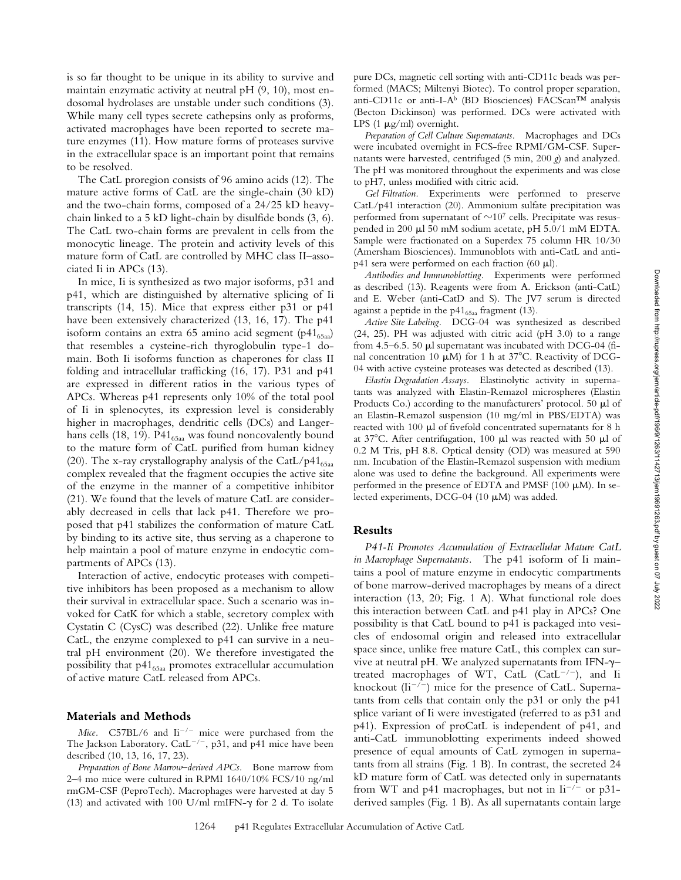is so far thought to be unique in its ability to survive and maintain enzymatic activity at neutral pH (9, 10), most endosomal hydrolases are unstable under such conditions (3). While many cell types secrete cathepsins only as proforms, activated macrophages have been reported to secrete mature enzymes (11). How mature forms of proteases survive in the extracellular space is an important point that remains to be resolved.

The CatL proregion consists of 96 amino acids (12). The mature active forms of CatL are the single-chain (30 kD) and the two-chain forms, composed of a 24/25 kD heavy-chain linked to a 5 kD light-chain by disulfide bonds (3, 6). The CatL two-chain forms are prevalent in cells from the monocytic lineage. The protein and activity levels of this mature form of CatL are controlled by MHC class II–associated Ii in APCs (13).

In mice, Ii is synthesized as two major isoforms, p31 and p41, which are distinguished by alternative splicing of Ii transcripts (14, 15). Mice that express either p31 or p41 have been extensively characterized (13, 16, 17). The p41 isoform contains an extra 65 amino acid segment ($p41_{65aa}$) that resembles a cysteine-rich thyroglobulin type-1 domain. Both Ii isoforms function as chaperones for class II folding and intracellular trafficking (16, 17). P31 and p41 are expressed in different ratios in the various types of APCs. Whereas p41 represents only 10% of the total pool of Ii in splenocytes, its expression level is considerably higher in macrophages, dendritic cells (DCs) and Langerhans cells (18, 19). $P41_{65aa}$ was found noncovalently bound to the mature form of CatL purified from human kidney (20). The x-ray crystallography analysis of the CatL/$p41_{65aa}$ complex revealed that the fragment occupies the active site of the enzyme in the manner of a competitive inhibitor (21). We found that the levels of mature CatL are considerably decreased in cells that lack p41. Therefore we proposed that p41 stabilizes the conformation of mature CatL by binding to its active site, thus serving as a chaperone to help maintain a pool of mature enzyme in endocytic compartments of APCs (13).

Interaction of active, endocytic proteases with competitive inhibitors has been proposed as a mechanism to allow their survival in extracellular space. Such a scenario was invoked for CatK for which a stable, secretory complex with Cystatin C (CysC) was described (22). Unlike free mature CatL, the enzyme complexed to p41 can survive in a neutral pH environment (20). We therefore investigated the possibility that $p41_{65aa}$ promotes extracellular accumulation of active mature CatL released from APCs.

## Materials and Methods

*Mice.* C57BL/6 and $Ii^{-/-}$ mice were purchased from the The Jackson Laboratory. $CatL^{-/-}$, p31, and p41 mice have been described (10, 13, 16, 17, 23).

*Preparation of Bone Marrow–derived APCs.* Bone marrow from 2–4 mo mice were cultured in RPMI 1640/10% FCS/10 ng/ml rmGM-CSF (PeproTech). Macrophages were harvested at day 5 (13) and activated with 100 U/ml rmIFN-γ for 2 d. To isolate pure DCs, magnetic cell sorting with anti-CD11c beads was performed (MACS; Miltenyi Biotec). To control proper separation, anti-CD11c or anti-I-$A^b$ (BD Biosciences) FACScan™ analysis (Becton Dickinson) was performed. DCs were activated with LPS (1 μg/ml) overnight.

*Preparation of Cell Culture Supernatants.* Macrophages and DCs were incubated overnight in FCS-free RPMI/GM-CSF. Supernatants were harvested, centrifuged (5 min, 200 *g*) and analyzed. The pH was monitored throughout the experiments and was close to pH7, unless modified with citric acid.

*Gel Filtration.* Experiments were performed to preserve CatL/p41 interaction (20). Ammonium sulfate precipitation was performed from supernatant of $\sim 10^7$ cells. Precipitate was resuspended in 200 μl 50 mM sodium acetate, pH 5.0/1 mM EDTA. Sample were fractionated on a Superdex 75 column HR 10/30 (Amersham Biosciences). Immunoblots with anti-CatL and anti-p41 sera were performed on each fraction (60 μl).

*Antibodies and Immunoblotting.* Experiments were performed as described (13). Reagents were from A. Erickson (anti-CatL) and E. Weber (anti-CatD and S). The JV7 serum is directed against a peptide in the $p41_{65aa}$ fragment (13).

*Active Site Labeling.* DCG-04 was synthesized as described (24, 25). PH was adjusted with citric acid (pH 3.0) to a range from 4.5–6.5. 50 μl supernatant was incubated with DCG-04 (final concentration 10 μM) for 1 h at 37°C. Reactivity of DCG-04 with active cysteine proteases was detected as described (13).

*Elastin Degradation Assays.* Elastinolytic activity in supernatants was analyzed with Elastin-Remazol microspheres (Elastin Products Co.) according to the manufacturers' protocol. 50 μl of an Elastin-Remazol suspension (10 mg/ml in PBS/EDTA) was reacted with 100 μl of fivefold concentrated supernatants for 8 h at 37°C. After centrifugation, 100 μl was reacted with 50 μl of 0.2 M Tris, pH 8.8. Optical density (OD) was measured at 590 nm. Incubation of the Elastin-Remazol suspension with medium alone was used to define the background. All experiments were performed in the presence of EDTA and PMSF (100 μM). In selected experiments, DCG-04 (10 μM) was added.

## Results

*P41-Ii Promotes Accumulation of Extracellular Mature CatL in Macrophage Supernatants.* The p41 isoform of Ii maintains a pool of mature enzyme in endocytic compartments of bone marrow-derived macrophages by means of a direct interaction (13, 20; Fig. 1 A). What functional role does this interaction between CatL and p41 play in APCs? One possibility is that CatL bound to p41 is packaged into vesicles of endosomal origin and released into extracellular space since, unlike free mature CatL, this complex can survive at neutral pH. We analyzed supernatants from IFN-γ–treated macrophages of WT, CatL ($CatL^{-/-}$), and Ii knockout ($Ii^{-/-}$) mice for the presence of CatL. Supernatants from cells that contain only the p31 or only the p41 splice variant of Ii were investigated (referred to as p31 and p41). Expression of proCatL is independent of p41, and anti-CatL immunoblotting experiments indeed showed presence of equal amounts of CatL zymogen in supernatants from all strains (Fig. 1 B). In contrast, the secreted 24 kD mature form of CatL was detected only in supernatants from WT and p41 macrophages, but not in $Ii^{-/-}$ or p31-derived samples (Fig. 1 B). As all supernatants contain large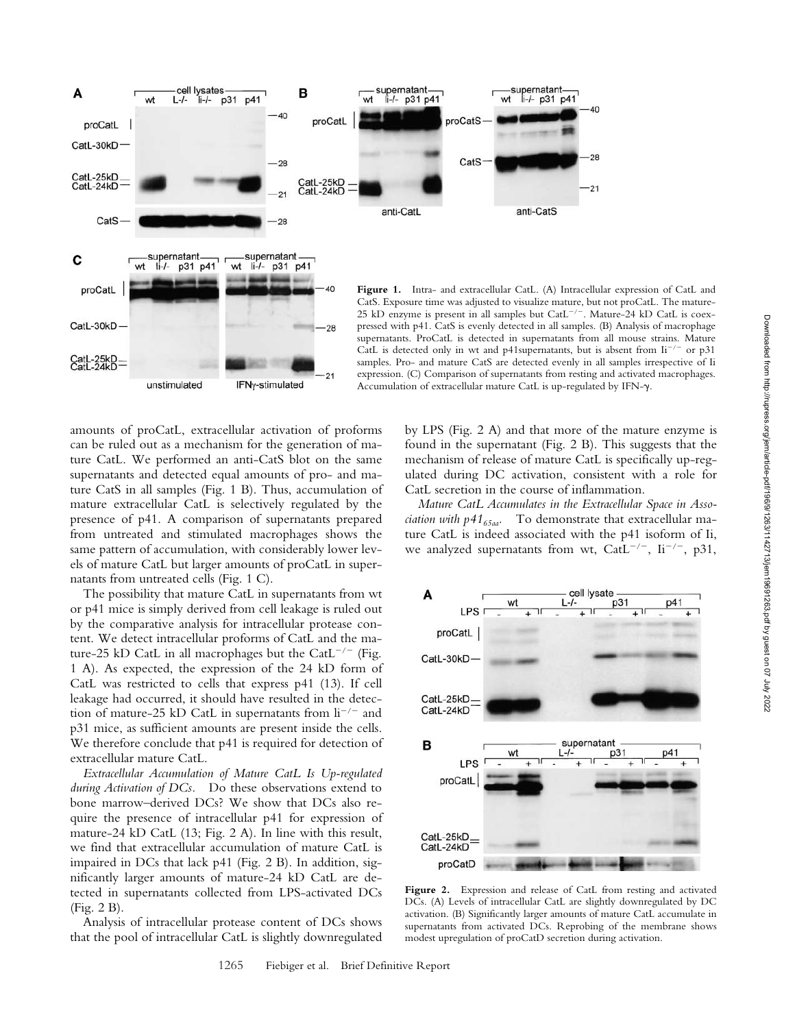A
cell lysates
wt L-/- Ii-/- p31 p41
proCatL
CatL-30kD
CatL-25kD
CatL-24kD
CatS
40
28
21
28

B
supernatant
wt Ii-/- p31 p41
proCatL
CatL-25kD
CatL-24kD
anti-CatL
supernatant
wt Ii-/- p31 p41
proCatS
CatS
anti-CatS
40
28
21

C
supernatant
wt Ii-/- p31 p41
proCatL
CatL-30kD
CatL-25kD
CatL-24kD
unstimulated
supernatant
wt Ii-/- p31 p41
IFNγ-stimulated
40
28
21

**Figure 1.** Intra- and extracellular CatL. (A) Intracellular expression of CatL and CatS. Exposure time was adjusted to visualize mature, but not proCatL. The mature-25 kD enzyme is present in all samples but $CatL^{-/-}$. Mature-24 kD CatL is coexpressed with p41. CatS is evenly detected in all samples. (B) Analysis of macrophage supernatants. ProCatL is detected in supernatants from all mouse strains. Mature CatL is detected only in wt and p41supernatants, but is absent from $Ii^{-/-}$ or p31 samples. Pro- and mature CatS are detected evenly in all samples irrespective of Ii expression. (C) Comparison of supernatants from resting and activated macrophages. Accumulation of extracellular mature CatL is up-regulated by IFN-γ.

amounts of proCatL, extracellular activation of proforms can be ruled out as a mechanism for the generation of mature CatL. We performed an anti-CatS blot on the same supernatants and detected equal amounts of pro- and mature CatS in all samples (Fig. 1 B). Thus, accumulation of mature extracellular CatL is selectively regulated by the presence of p41. A comparison of supernatants prepared from untreated and stimulated macrophages shows the same pattern of accumulation, with considerably lower levels of mature CatL but larger amounts of proCatL in supernatants from untreated cells (Fig. 1 C).

The possibility that mature CatL in supernatants from wt or p41 mice is simply derived from cell leakage is ruled out by the comparative analysis for intracellular protease content. We detect intracellular proforms of CatL and the mature-25 kD CatL in all macrophages but the $CatL^{-/-}$ (Fig. 1 A). As expected, the expression of the 24 kD form of CatL was restricted to cells that express p41 (13). If cell leakage had occurred, it should have resulted in the detection of mature-25 kD CatL in supernatants from $Ii^{-/-}$ and p31 mice, as sufficient amounts are present inside the cells. We therefore conclude that p41 is required for detection of extracellular mature CatL.

*Extracellular Accumulation of Mature CatL Is Up-regulated during Activation of DCs.* Do these observations extend to bone marrow–derived DCs? We show that DCs also require the presence of intracellular p41 for expression of mature-24 kD CatL (13; Fig. 2 A). In line with this result, we find that extracellular accumulation of mature CatL is impaired in DCs that lack p41 (Fig. 2 B). In addition, significantly larger amounts of mature-24 kD CatL are detected in supernatants collected from LPS-activated DCs (Fig. 2 B).

Analysis of intracellular protease content of DCs shows that the pool of intracellular CatL is slightly downregulated by LPS (Fig. 2 A) and that more of the mature enzyme is found in the supernatant (Fig. 2 B). This suggests that the mechanism of release of mature CatL is specifically up-regulated during DC activation, consistent with a role for CatL secretion in the course of inflammation.

*Mature CatL Accumulates in the Extracellular Space in Association with $p41_{65aa}$.* To demonstrate that extracellular mature CatL is indeed associated with the p41 isoform of Ii, we analyzed supernatants from wt, $CatL^{-/-}$, $Ii^{-/-}$, p31,

A
cell lysate
wt L-/- p31 p41
LPS - + - + - + - +
proCatL
CatL-30kD
CatL-25kD
CatL-24kD

B
supernatant
wt L-/- p31 p41
LPS - + - + - + - +
proCatL
CatL-25kD
CatL-24kD
proCatD

**Figure 2.** Expression and release of CatL from resting and activated DCs. (A) Levels of intracellular CatL are slightly downregulated by DC activation. (B) Significantly larger amounts of mature CatL accumulate in supernatants from activated DCs. Reprobing of the membrane shows modest upregulation of proCatD secretion during activation.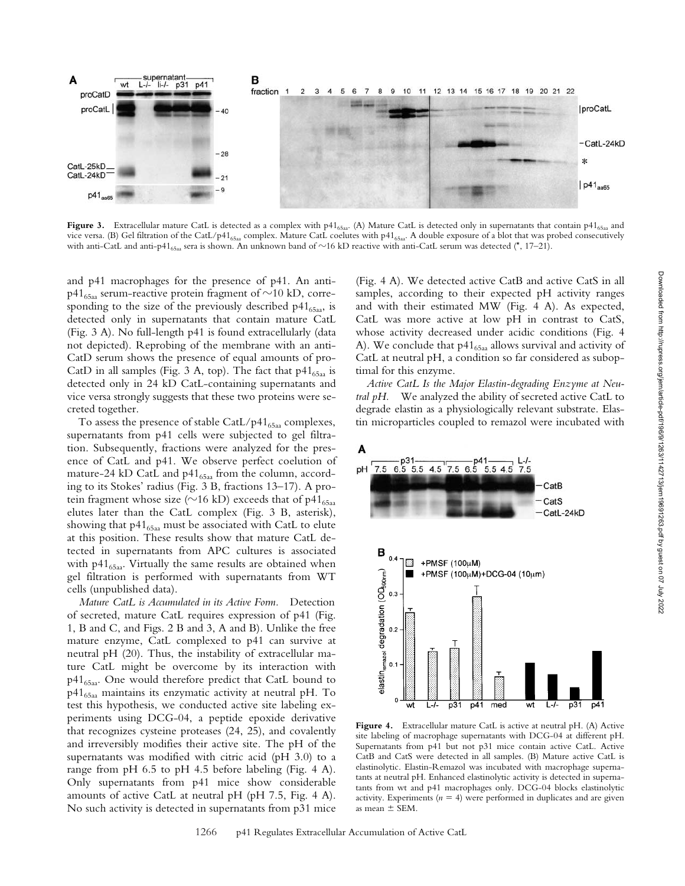A

supernatant

wt L-/- Ii-/- p31 p41

proCatD

proCatL

CatL-25kD

CatL-24kD

$p41_{aa65}$

– 40

– 28

– 21

– 9

B

fraction 1 2 3 4 5 6 7 8 9 10 11 12 13 14 15 16 17 18 19 20 21 22

proCatL

CatL-24kD

*

$p41_{aa65}$

**Figure 3.** Extracellular mature CatL is detected as a complex with $p41_{65aa}$. (A) Mature CatL is detected only in supernatants that contain $p41_{65aa}$ and vice versa. (B) Gel filtration of the CatL/$p41_{65aa}$ complex. Mature CatL coelutes with $p41_{65aa}$. A double exposure of a blot that was probed consecutively with anti-CatL and anti-$p41_{65aa}$ sera is shown. An unknown band of ~16 kD reactive with anti-CatL serum was detected (*, 17–21).

and p41 macrophages for the presence of p41. An anti-$p41_{65aa}$ serum-reactive protein fragment of ~10 kD, corresponding to the size of the previously described $p41_{65aa}$, is detected only in supernatants that contain mature CatL (Fig. 3 A). No full-length p41 is found extracellularly (data not depicted). Reprobing of the membrane with an anti-CatD serum shows the presence of equal amounts of pro-CatD in all samples (Fig. 3 A, top). The fact that $p41_{65aa}$ is detected only in 24 kD CatL-containing supernatants and vice versa strongly suggests that these two proteins were secreted together.

To assess the presence of stable CatL/$p41_{65aa}$ complexes, supernatants from p41 cells were subjected to gel filtration. Subsequently, fractions were analyzed for the presence of CatL and p41. We observe perfect coelution of mature-24 kD CatL and $p41_{65aa}$ from the column, according to its Stokes' radius (Fig. 3 B, fractions 13–17). A protein fragment whose size (~16 kD) exceeds that of $p41_{65aa}$ elutes later than the CatL complex (Fig. 3 B, asterisk), showing that $p41_{65aa}$ must be associated with CatL to elute at this position. These results show that mature CatL detected in supernatants from APC cultures is associated with $p41_{65aa}$. Virtually the same results are obtained when gel filtration is performed with supernatants from WT cells (unpublished data).

*Mature CatL is Accumulated in its Active Form.* Detection of secreted, mature CatL requires expression of p41 (Fig. 1, B and C, and Figs. 2 B and 3, A and B). Unlike the free mature enzyme, CatL complexed to p41 can survive at neutral pH (20). Thus, the instability of extracellular mature CatL might be overcome by its interaction with $p41_{65aa}$. One would therefore predict that CatL bound to $p41_{65aa}$ maintains its enzymatic activity at neutral pH. To test this hypothesis, we conducted active site labeling experiments using DCG-04, a peptide epoxide derivative that recognizes cysteine proteases (24, 25), and covalently and irreversibly modifies their active site. The pH of the supernatants was modified with citric acid (pH 3.0) to a range from pH 6.5 to pH 4.5 before labeling (Fig. 4 A). Only supernatants from p41 mice show considerable amounts of active CatL at neutral pH (pH 7.5, Fig. 4 A). No such activity is detected in supernatants from p31 mice (Fig. 4 A). We detected active CatB and active CatS in all samples, according to their expected pH activity ranges and with their estimated MW (Fig. 4 A). As expected, CatL was more active at low pH in contrast to CatS, whose activity decreased under acidic conditions (Fig. 4 A). We conclude that $p41_{65aa}$ allows survival and activity of CatL at neutral pH, a condition so far considered as suboptimal for this enzyme.

*Active CatL Is the Major Elastin-degrading Enzyme at Neutral pH.* We analyzed the ability of secreted active CatL to degrade elastin as a physiologically relevant substrate. Elastin microparticles coupled to remazol were incubated with

A

p31 p41 L-/-

pH 7.5 6.5 5.5 4.5 7.5 6.5 5.5 4.5 7.5

CatB

CatS

CatL-24kD

B

+PMSF (100μM)

+PMSF (100μM)+DCG-04 (10μm)

elastin$_{remazol}$ degradation (OD$_{590nm}$)

0.4

0.3

0.2

0.1

0

wt L-/- p31 p41 med wt L-/- p31 p41

**Figure 4.** Extracellular mature CatL is active at neutral pH. (A) Active site labeling of macrophage supernatants with DCG-04 at different pH. Supernatants from p41 but not p31 mice contain active CatL. Active CatB and CatS were detected in all samples. (B) Mature active CatL is elastinolytic. Elastin-Remazol was incubated with macrophage supernatants at neutral pH. Enhanced elastinolytic activity is detected in supernatants from wt and p41 macrophages only. DCG-04 blocks elastinolytic activity. Experiments ($n$ = 4) were performed in duplicates and are given as mean ± SEM.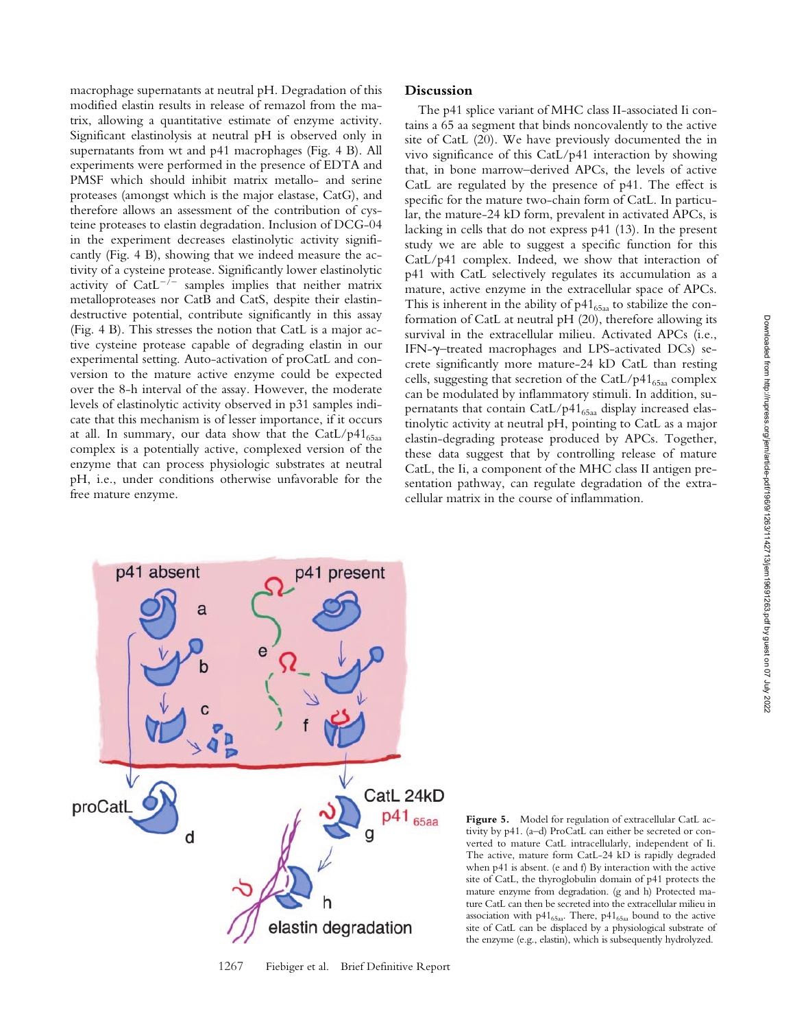macrophage supernatants at neutral pH. Degradation of this modified elastin results in release of remazol from the matrix, allowing a quantitative estimate of enzyme activity. Significant elastinolysis at neutral pH is observed only in supernatants from wt and p41 macrophages (Fig. 4 B). All experiments were performed in the presence of EDTA and PMSF which should inhibit matrix metallo- and serine proteases (amongst which is the major elastase, CatG), and therefore allows an assessment of the contribution of cysteine proteases to elastin degradation. Inclusion of DCG-04 in the experiment decreases elastinolytic activity significantly (Fig. 4 B), showing that we indeed measure the activity of a cysteine protease. Significantly lower elastinolytic activity of $CatL^{-/-}$ samples implies that neither matrix metalloproteases nor CatB and CatS, despite their elastin-destructive potential, contribute significantly in this assay (Fig. 4 B). This stresses the notion that CatL is a major active cysteine protease capable of degrading elastin in our experimental setting. Auto-activation of proCatL and conversion to the mature active enzyme could be expected over the 8-h interval of the assay. However, the moderate levels of elastinolytic activity observed in p31 samples indicate that this mechanism is of lesser importance, if it occurs at all. In summary, our data show that the CatL/$p41_{65aa}$ complex is a potentially active, complexed version of the enzyme that can process physiologic substrates at neutral pH, i.e., under conditions otherwise unfavorable for the free mature enzyme.

## Discussion

The p41 splice variant of MHC class II-associated Ii contains a 65 aa segment that binds noncovalently to the active site of CatL (20). We have previously documented the in vivo significance of this CatL/p41 interaction by showing that, in bone marrow–derived APCs, the levels of active CatL are regulated by the presence of p41. The effect is specific for the mature two-chain form of CatL. In particular, the mature-24 kD form, prevalent in activated APCs, is lacking in cells that do not express p41 (13). In the present study we are able to suggest a specific function for this CatL/p41 complex. Indeed, we show that interaction of p41 with CatL selectively regulates its accumulation as a mature, active enzyme in the extracellular space of APCs. This is inherent in the ability of $p41_{65aa}$ to stabilize the conformation of CatL at neutral pH (20), therefore allowing its survival in the extracellular milieu. Activated APCs (i.e., IFN-γ–treated macrophages and LPS-activated DCs) secrete significantly more mature-24 kD CatL than resting cells, suggesting that secretion of the CatL/$p41_{65aa}$ complex can be modulated by inflammatory stimuli. In addition, supernatants that contain CatL/$p41_{65aa}$ display increased elastinolytic activity at neutral pH, pointing to CatL as a major elastin-degrading protease produced by APCs. Together, these data suggest that by controlling release of mature CatL, the Ii, a component of the MHC class II antigen presentation pathway, can regulate degradation of the extracellular matrix in the course of inflammation.

p41 absent

p41 present

a

b

c

d

e

f

g

h

proCatL

CatL 24kD

$p41_{65aa}$

elastin degradation

**Figure 5.** Model for regulation of extracellular CatL activity by p41. (a–d) ProCatL can either be secreted or converted to mature CatL intracellularly, independent of Ii. The active, mature form CatL-24 kD is rapidly degraded when p41 is absent. (e and f) By interaction with the active site of CatL, the thyroglobulin domain of p41 protects the mature enzyme from degradation. (g and h) Protected mature CatL can then be secreted into the extracellular milieu in association with $p41_{65aa}$. There, $p41_{65aa}$ bound to the active site of CatL can be displaced by a physiological substrate of the enzyme (e.g., elastin), which is subsequently hydrolyzed.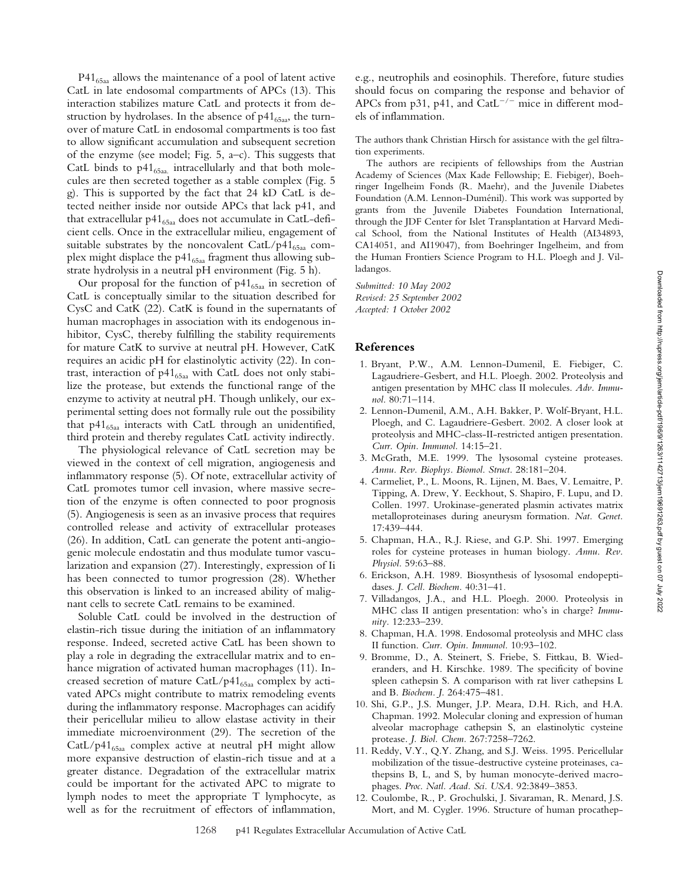$P41_{65aa}$ allows the maintenance of a pool of latent active CatL in late endosomal compartments of APCs (13). This interaction stabilizes mature CatL and protects it from destruction by hydrolases. In the absence of $p41_{65aa}$, the turnover of mature CatL in endosomal compartments is too fast to allow significant accumulation and subsequent secretion of the enzyme (see model; Fig. 5, a–c). This suggests that CatL binds to $p41_{65aa.}$ intracellularly and that both molecules are then secreted together as a stable complex (Fig. 5 g). This is supported by the fact that 24 kD CatL is detected neither inside nor outside APCs that lack p41, and that extracellular $p41_{65aa}$ does not accumulate in CatL-deficient cells. Once in the extracellular milieu, engagement of suitable substrates by the noncovalent CatL/$p41_{65aa}$ complex might displace the $p41_{65aa}$ fragment thus allowing substrate hydrolysis in a neutral pH environment (Fig. 5 h).

Our proposal for the function of $p41_{65aa}$ in secretion of CatL is conceptually similar to the situation described for CysC and CatK (22). CatK is found in the supernatants of human macrophages in association with its endogenous inhibitor, CysC, thereby fulfilling the stability requirements for mature CatK to survive at neutral pH. However, CatK requires an acidic pH for elastinolytic activity (22). In contrast, interaction of $p41_{65aa}$ with CatL does not only stabilize the protease, but extends the functional range of the enzyme to activity at neutral pH. Though unlikely, our experimental setting does not formally rule out the possibility that $p41_{65aa}$ interacts with CatL through an unidentified, third protein and thereby regulates CatL activity indirectly.

The physiological relevance of CatL secretion may be viewed in the context of cell migration, angiogenesis and inflammatory response (5). Of note, extracellular activity of CatL promotes tumor cell invasion, where massive secretion of the enzyme is often connected to poor prognosis (5). Angiogenesis is seen as an invasive process that requires controlled release and activity of extracellular proteases (26). In addition, CatL can generate the potent anti-angiogenic molecule endostatin and thus modulate tumor vascularization and expansion (27). Interestingly, expression of Ii has been connected to tumor progression (28). Whether this observation is linked to an increased ability of malignant cells to secrete CatL remains to be examined.

Soluble CatL could be involved in the destruction of elastin-rich tissue during the initiation of an inflammatory response. Indeed, secreted active CatL has been shown to play a role in degrading the extracellular matrix and to enhance migration of activated human macrophages (11). Increased secretion of mature CatL/$p41_{65aa}$ complex by activated APCs might contribute to matrix remodeling events during the inflammatory response. Macrophages can acidify their pericellular milieu to allow elastase activity in their immediate microenvironment (29). The secretion of the CatL/$p41_{65aa}$ complex active at neutral pH might allow more expansive destruction of elastin-rich tissue and at a greater distance. Degradation of the extracellular matrix could be important for the activated APC to migrate to lymph nodes to meet the appropriate T lymphocyte, as well as for the recruitment of effectors of inflammation, e.g., neutrophils and eosinophils. Therefore, future studies should focus on comparing the response and behavior of APCs from p31, p41, and CatL$^{-/-}$ mice in different models of inflammation.

The authors thank Christian Hirsch for assistance with the gel filtration experiments.

The authors are recipients of fellowships from the Austrian Academy of Sciences (Max Kade Fellowship; E. Fiebiger), Boehringer Ingelheim Fonds (R. Maehr), and the Juvenile Diabetes Foundation (A.M. Lennon-Duménil). This work was supported by grants from the Juvenile Diabetes Foundation International, through the JDF Center for Islet Transplantation at Harvard Medical School, from the National Institutes of Health (AI34893, CA14051, and AI19047), from Boehringer Ingelheim, and from the Human Frontiers Science Program to H.L. Ploegh and J. Villadangos.

*Submitted: 10 May 2002*
*Revised: 25 September 2002*
*Accepted: 1 October 2002*

## References

1. Bryant, P.W., A.M. Lennon-Dumenil, E. Fiebiger, C. Lagaudriere-Gesbert, and H.L. Ploegh. 2002. Proteolysis and antigen presentation by MHC class II molecules. *Adv. Immunol.* 80:71–114.
2. Lennon-Dumenil, A.M., A.H. Bakker, P. Wolf-Bryant, H.L. Ploegh, and C. Lagaudriere-Gesbert. 2002. A closer look at proteolysis and MHC-class-II-restricted antigen presentation. *Curr. Opin. Immunol.* 14:15–21.
3. McGrath, M.E. 1999. The lysosomal cysteine proteases. *Annu. Rev. Biophys. Biomol. Struct.* 28:181–204.
4. Carmeliet, P., L. Moons, R. Lijnen, M. Baes, V. Lemaitre, P. Tipping, A. Drew, Y. Eeckhout, S. Shapiro, F. Lupu, and D. Collen. 1997. Urokinase-generated plasmin activates matrix metalloproteinases during aneurysm formation. *Nat. Genet.* 17:439–444.
5. Chapman, H.A., R.J. Riese, and G.P. Shi. 1997. Emerging roles for cysteine proteases in human biology. *Annu. Rev. Physiol.* 59:63–88.
6. Erickson, A.H. 1989. Biosynthesis of lysosomal endopeptidases. *J. Cell. Biochem.* 40:31–41.
7. Villadangos, J.A., and H.L. Ploegh. 2000. Proteolysis in MHC class II antigen presentation: who's in charge? *Immunity.* 12:233–239.
8. Chapman, H.A. 1998. Endosomal proteolysis and MHC class II function. *Curr. Opin. Immunol.* 10:93–102.
9. Bromme, D., A. Steinert, S. Friebe, S. Fittkau, B. Wiederanders, and H. Kirschke. 1989. The specificity of bovine spleen cathepsin S. A comparison with rat liver cathepsins L and B. *Biochem. J.* 264:475–481.
10. Shi, G.P., J.S. Munger, J.P. Meara, D.H. Rich, and H.A. Chapman. 1992. Molecular cloning and expression of human alveolar macrophage cathepsin S, an elastinolytic cysteine protease. *J. Biol. Chem.* 267:7258–7262.
11. Reddy, V.Y., Q.Y. Zhang, and S.J. Weiss. 1995. Pericellular mobilization of the tissue-destructive cysteine proteinases, cathepsins B, L, and S, by human monocyte-derived macrophages. *Proc. Natl. Acad. Sci. USA.* 92:3849–3853.
12. Coulombe, R., P. Grochulski, J. Sivaraman, R. Menard, J.S. Mort, and M. Cygler. 1996. Structure of human procathep-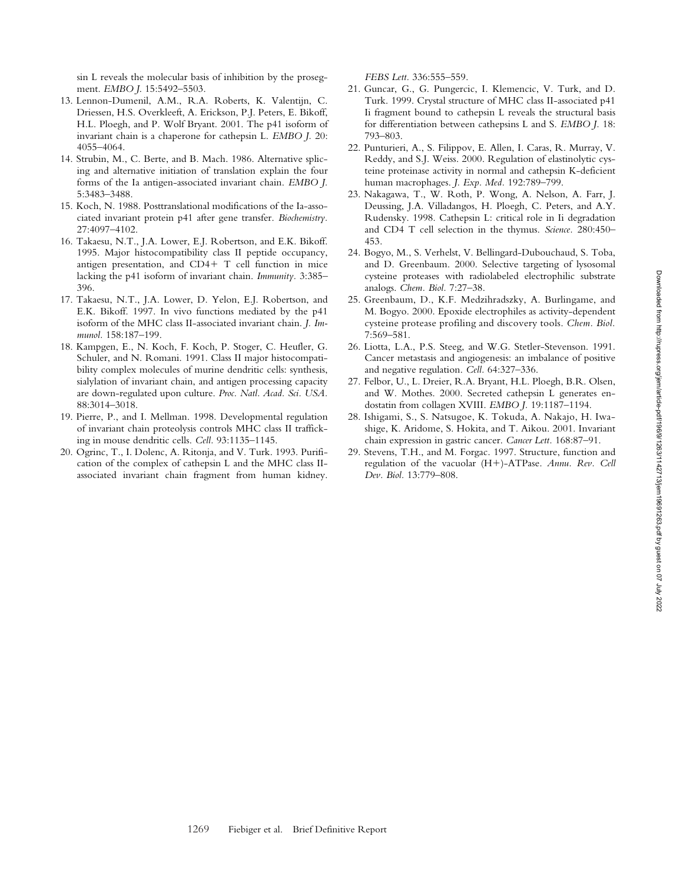sin L reveals the molecular basis of inhibition by the prosegment. *EMBO J.* 15:5492–5503.

13. Lennon-Dumenil, A.M., R.A. Roberts, K. Valentijn, C. Driessen, H.S. Overkleeft, A. Erickson, P.J. Peters, E. Bikoff, H.L. Ploegh, and P. Wolf Bryant. 2001. The p41 isoform of invariant chain is a chaperone for cathepsin L. *EMBO J.* 20: 4055–4064.
14. Strubin, M., C. Berte, and B. Mach. 1986. Alternative splicing and alternative initiation of translation explain the four forms of the Ia antigen-associated invariant chain. *EMBO J.* 5:3483–3488.
15. Koch, N. 1988. Posttranslational modifications of the Ia-associated invariant protein p41 after gene transfer. *Biochemistry.* 27:4097–4102.
16. Takaesu, N.T., J.A. Lower, E.J. Robertson, and E.K. Bikoff. 1995. Major histocompatibility class II peptide occupancy, antigen presentation, and CD4+ T cell function in mice lacking the p41 isoform of invariant chain. *Immunity.* 3:385–396.
17. Takaesu, N.T., J.A. Lower, D. Yelon, E.J. Robertson, and E.K. Bikoff. 1997. In vivo functions mediated by the p41 isoform of the MHC class II-associated invariant chain. *J. Immunol.* 158:187–199.
18. Kampgen, E., N. Koch, F. Koch, P. Stoger, C. Heufler, G. Schuler, and N. Romani. 1991. Class II major histocompatibility complex molecules of murine dendritic cells: synthesis, sialylation of invariant chain, and antigen processing capacity are down-regulated upon culture. *Proc. Natl. Acad. Sci. USA.* 88:3014–3018.
19. Pierre, P., and I. Mellman. 1998. Developmental regulation of invariant chain proteolysis controls MHC class II trafficking in mouse dendritic cells. *Cell.* 93:1135–1145.
20. Ogrinc, T., I. Dolenc, A. Ritonja, and V. Turk. 1993. Purification of the complex of cathepsin L and the MHC class II-associated invariant chain fragment from human kidney. *FEBS Lett.* 336:555–559.
21. Guncar, G., G. Pungercic, I. Klemencic, V. Turk, and D. Turk. 1999. Crystal structure of MHC class II-associated p41 Ii fragment bound to cathepsin L reveals the structural basis for differentiation between cathepsins L and S. *EMBO J.* 18: 793–803.
22. Punturieri, A., S. Filippov, E. Allen, I. Caras, R. Murray, V. Reddy, and S.J. Weiss. 2000. Regulation of elastinolytic cysteine proteinase activity in normal and cathepsin K-deficient human macrophages. *J. Exp. Med.* 192:789–799.
23. Nakagawa, T., W. Roth, P. Wong, A. Nelson, A. Farr, J. Deussing, J.A. Villadangos, H. Ploegh, C. Peters, and A.Y. Rudensky. 1998. Cathepsin L: critical role in Ii degradation and CD4 T cell selection in the thymus. *Science.* 280:450–453.
24. Bogyo, M., S. Verhelst, V. Bellingard-Dubouchaud, S. Toba, and D. Greenbaum. 2000. Selective targeting of lysosomal cysteine proteases with radiolabeled electrophilic substrate analogs. *Chem. Biol.* 7:27–38.
25. Greenbaum, D., K.F. Medzihradszky, A. Burlingame, and M. Bogyo. 2000. Epoxide electrophiles as activity-dependent cysteine protease profiling and discovery tools. *Chem. Biol.* 7:569–581.
26. Liotta, L.A., P.S. Steeg, and W.G. Stetler-Stevenson. 1991. Cancer metastasis and angiogenesis: an imbalance of positive and negative regulation. *Cell.* 64:327–336.
27. Felbor, U., L. Dreier, R.A. Bryant, H.L. Ploegh, B.R. Olsen, and W. Mothes. 2000. Secreted cathepsin L generates endostatin from collagen XVIII. *EMBO J.* 19:1187–1194.
28. Ishigami, S., S. Natsugoe, K. Tokuda, A. Nakajo, H. Iwashige, K. Aridome, S. Hokita, and T. Aikou. 2001. Invariant chain expression in gastric cancer. *Cancer Lett.* 168:87–91.
29. Stevens, T.H., and M. Forgac. 1997. Structure, function and regulation of the vacuolar (H+)-ATPase. *Annu. Rev. Cell Dev. Biol.* 13:779–808.